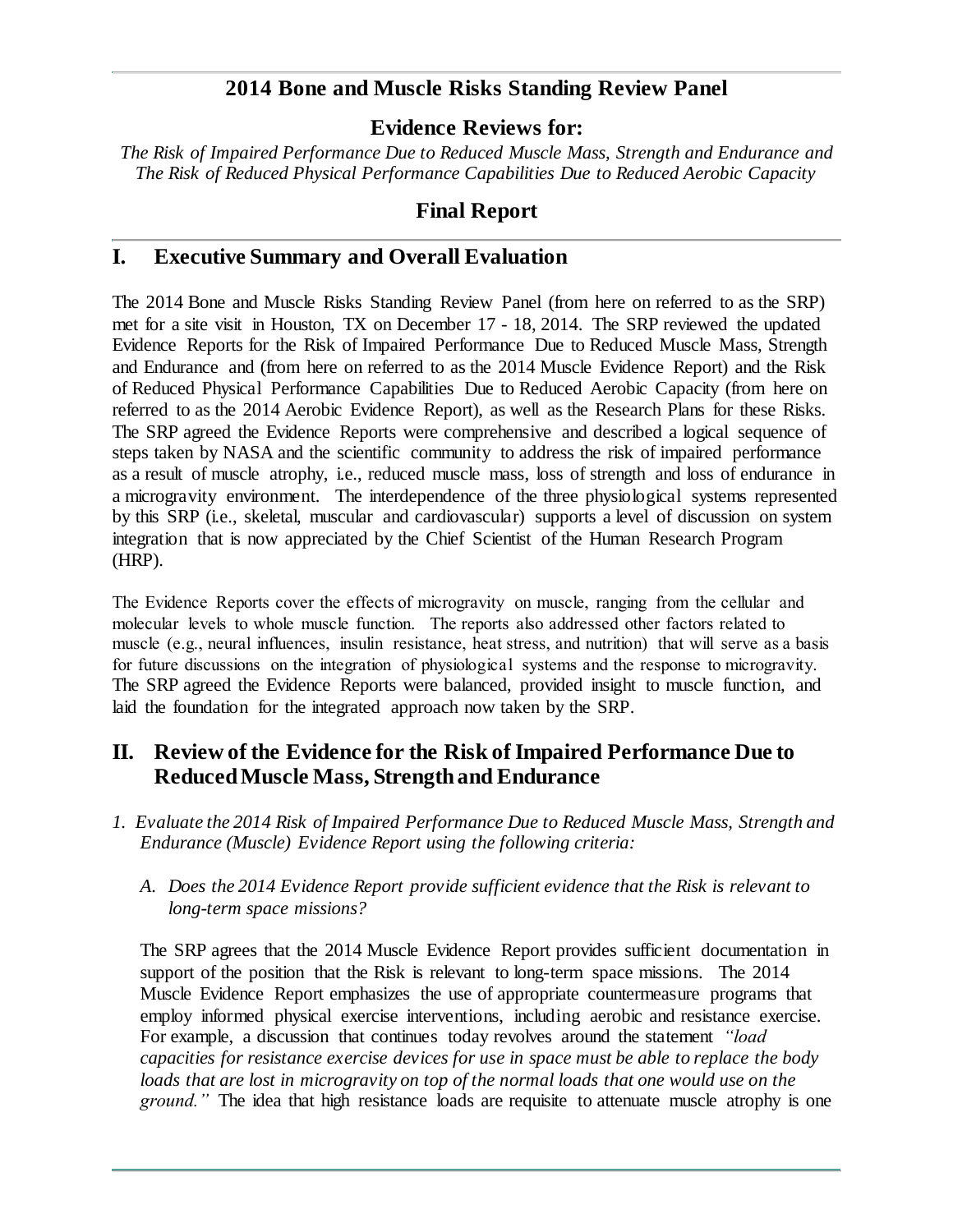# 2014 Bone and Muscle Risks Standing Review Panel

## Evidence Reviews for:

*The Risk of Impaired Performance Due to Reduced Muscle Mass, Strength and Endurance and The Risk of Reduced Physical Performance Capabilities Due to Reduced Aerobic Capacity*

## Final Report

## I. Executive Summary and Overall Evaluation

The 2014 Bone and Muscle Risks Standing Review Panel (from here on referred to as the SRP) met for a site visit in Houston, TX on December 17 - 18, 2014. The SRP reviewed the updated Evidence Reports for the Risk of Impaired Performance Due to Reduced Muscle Mass, Strength and Endurance and (from here on referred to as the 2014 Muscle Evidence Report) and the Risk of Reduced Physical Performance Capabilities Due to Reduced Aerobic Capacity (from here on referred to as the 2014 Aerobic Evidence Report), as well as the Research Plans for these Risks. The SRP agreed the Evidence Reports were comprehensive and described a logical sequence of steps taken by NASA and the scientific community to address the risk of impaired performance as a result of muscle atrophy, i.e., reduced muscle mass, loss of strength and loss of endurance in a microgravity environment. The interdependence of the three physiological systems represented by this SRP (i.e., skeletal, muscular and cardiovascular) supports a level of discussion on system integration that is now appreciated by the Chief Scientist of the Human Research Program (HRP).

The Evidence Reports cover the effects of microgravity on muscle, ranging from the cellular and molecular levels to whole muscle function. The reports also addressed other factors related to muscle (e.g., neural influences, insulin resistance, heat stress, and nutrition) that will serve as a basis for future discussions on the integration of physiological systems and the response to microgravity. The SRP agreed the Evidence Reports were balanced, provided insight to muscle function, and laid the foundation for the integrated approach now taken by the SRP.

## II. Review of the Evidence for the Risk of Impaired Performance Due to Reduced Muscle Mass, Strength and Endurance

*1. Evaluate the 2014 Risk of Impaired Performance Due to Reduced Muscle Mass, Strength and Endurance (Muscle) Evidence Report using the following criteria:*

*A. Does the 2014 Evidence Report provide sufficient evidence that the Risk is relevant to long-term space missions?*

The SRP agrees that the 2014 Muscle Evidence Report provides sufficient documentation in support of the position that the Risk is relevant to long-term space missions. The 2014 Muscle Evidence Report emphasizes the use of appropriate countermeasure programs that employ informed physical exercise interventions, including aerobic and resistance exercise. For example, a discussion that continues today revolves around the statement *"load capacities for resistance exercise devices for use in space must be able to replace the body loads that are lost in microgravity on top of the normal loads that one would use on the ground."* The idea that high resistance loads are requisite to attenuate muscle atrophy is one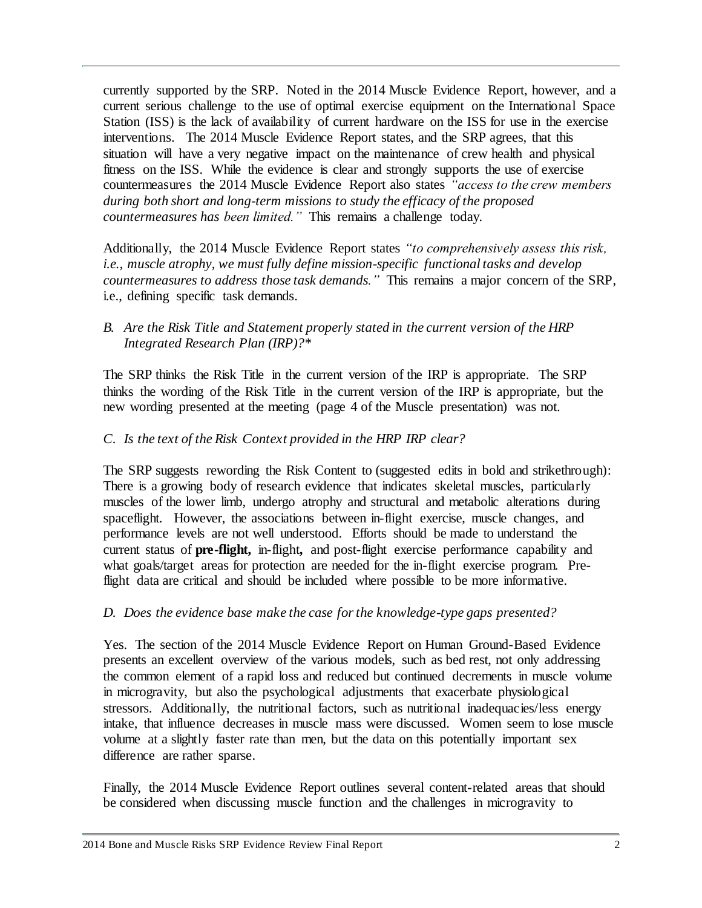currently supported by the SRP. Noted in the 2014 Muscle Evidence Report, however, and a current serious challenge to the use of optimal exercise equipment on the International Space Station (ISS) is the lack of availability of current hardware on the ISS for use in the exercise interventions. The 2014 Muscle Evidence Report states, and the SRP agrees, that this situation will have a very negative impact on the maintenance of crew health and physical fitness on the ISS. While the evidence is clear and strongly supports the use of exercise countermeasures the 2014 Muscle Evidence Report also states *"access to the crew members during both short and long-term missions to study the efficacy of the proposed countermeasures has been limited."* This remains a challenge today.

Additionally, the 2014 Muscle Evidence Report states *"to comprehensively assess this risk, i.e., muscle atrophy, we must fully define mission-specific functional tasks and develop countermeasures to address those task demands."* This remains a major concern of the SRP, i.e., defining specific task demands.

*B. Are the Risk Title and Statement properly stated in the current version of the HRP Integrated Research Plan (IRP)?**

The SRP thinks the Risk Title in the current version of the IRP is appropriate. The SRP thinks the wording of the Risk Title in the current version of the IRP is appropriate, but the new wording presented at the meeting (page 4 of the Muscle presentation) was not.

*C. Is the text of the Risk Context provided in the HRP IRP clear?*

The SRP suggests rewording the Risk Content to (suggested edits in bold and strikethrough): There is a growing body of research evidence that indicates skeletal muscles, particularly muscles of the lower limb, undergo atrophy and structural and metabolic alterations during spaceflight. However, the associations between in-flight exercise, muscle changes, and performance levels are not well understood. Efforts should be made to understand the current status of **pre-flight,** in-flight**,** and post-flight exercise performance capability and what goals/target areas for protection are needed for the in-flight exercise program. Pre-flight data are critical and should be included where possible to be more informative.

*D. Does the evidence base make the case for the knowledge-type gaps presented?*

Yes. The section of the 2014 Muscle Evidence Report on Human Ground-Based Evidence presents an excellent overview of the various models, such as bed rest, not only addressing the common element of a rapid loss and reduced but continued decrements in muscle volume in microgravity, but also the psychological adjustments that exacerbate physiological stressors. Additionally, the nutritional factors, such as nutritional inadequacies/less energy intake, that influence decreases in muscle mass were discussed. Women seem to lose muscle volume at a slightly faster rate than men, but the data on this potentially important sex difference are rather sparse.

Finally, the 2014 Muscle Evidence Report outlines several content-related areas that should be considered when discussing muscle function and the challenges in microgravity to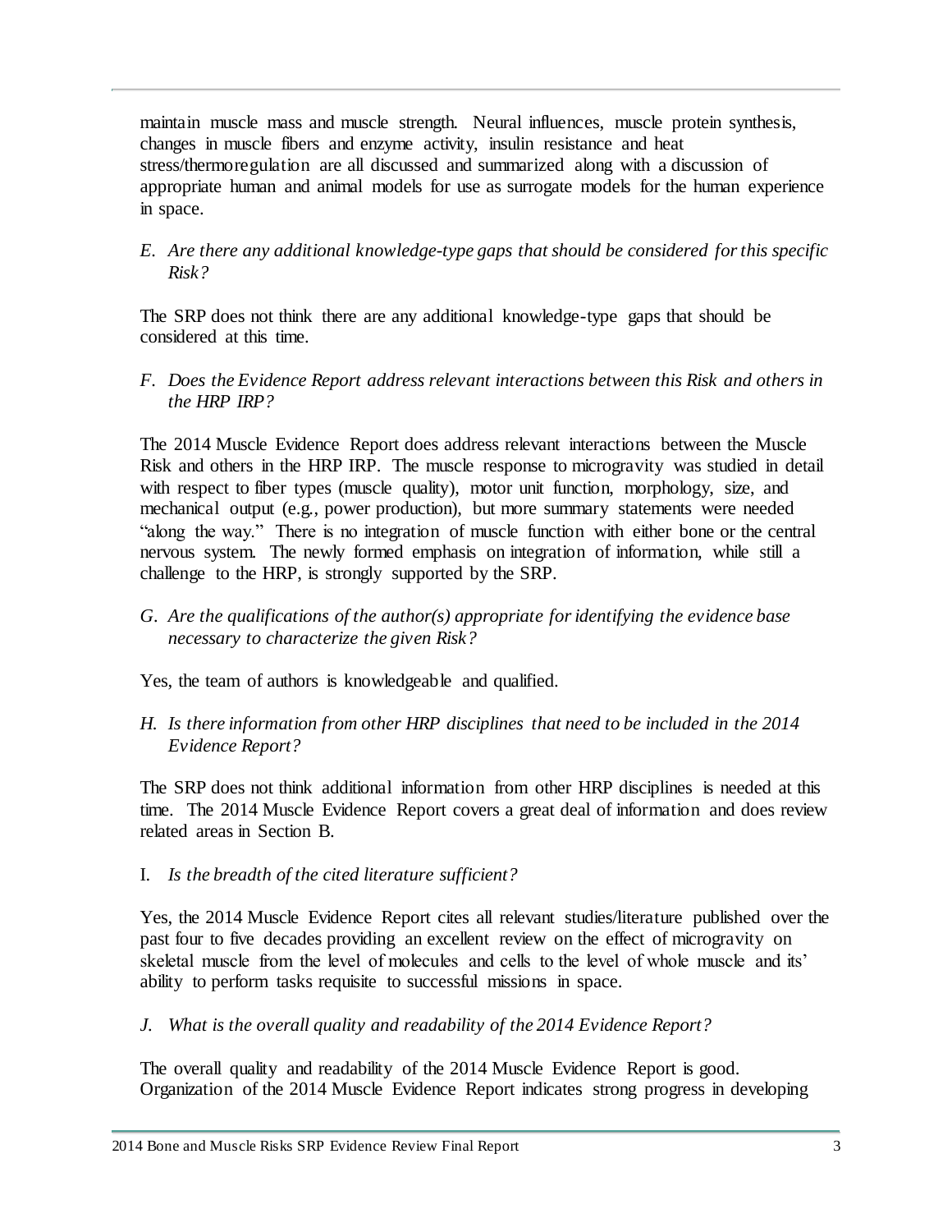maintain muscle mass and muscle strength. Neural influences, muscle protein synthesis, changes in muscle fibers and enzyme activity, insulin resistance and heat stress/thermoregulation are all discussed and summarized along with a discussion of appropriate human and animal models for use as surrogate models for the human experience in space.

*E. Are there any additional knowledge-type gaps that should be considered for this specific Risk?*

The SRP does not think there are any additional knowledge-type gaps that should be considered at this time.

*F. Does the Evidence Report address relevant interactions between this Risk and others in the HRP IRP?*

The 2014 Muscle Evidence Report does address relevant interactions between the Muscle Risk and others in the HRP IRP. The muscle response to microgravity was studied in detail with respect to fiber types (muscle quality), motor unit function, morphology, size, and mechanical output (e.g., power production), but more summary statements were needed "along the way." There is no integration of muscle function with either bone or the central nervous system. The newly formed emphasis on integration of information, while still a challenge to the HRP, is strongly supported by the SRP.

*G. Are the qualifications of the author(s) appropriate for identifying the evidence base necessary to characterize the given Risk?*

Yes, the team of authors is knowledgeable and qualified.

*H. Is there information from other HRP disciplines that need to be included in the 2014 Evidence Report?*

The SRP does not think additional information from other HRP disciplines is needed at this time. The 2014 Muscle Evidence Report covers a great deal of information and does review related areas in Section B.

I. *Is the breadth of the cited literature sufficient?*

Yes, the 2014 Muscle Evidence Report cites all relevant studies/literature published over the past four to five decades providing an excellent review on the effect of microgravity on skeletal muscle from the level of molecules and cells to the level of whole muscle and its' ability to perform tasks requisite to successful missions in space.

*J. What is the overall quality and readability of the 2014 Evidence Report?*

The overall quality and readability of the 2014 Muscle Evidence Report is good. Organization of the 2014 Muscle Evidence Report indicates strong progress in developing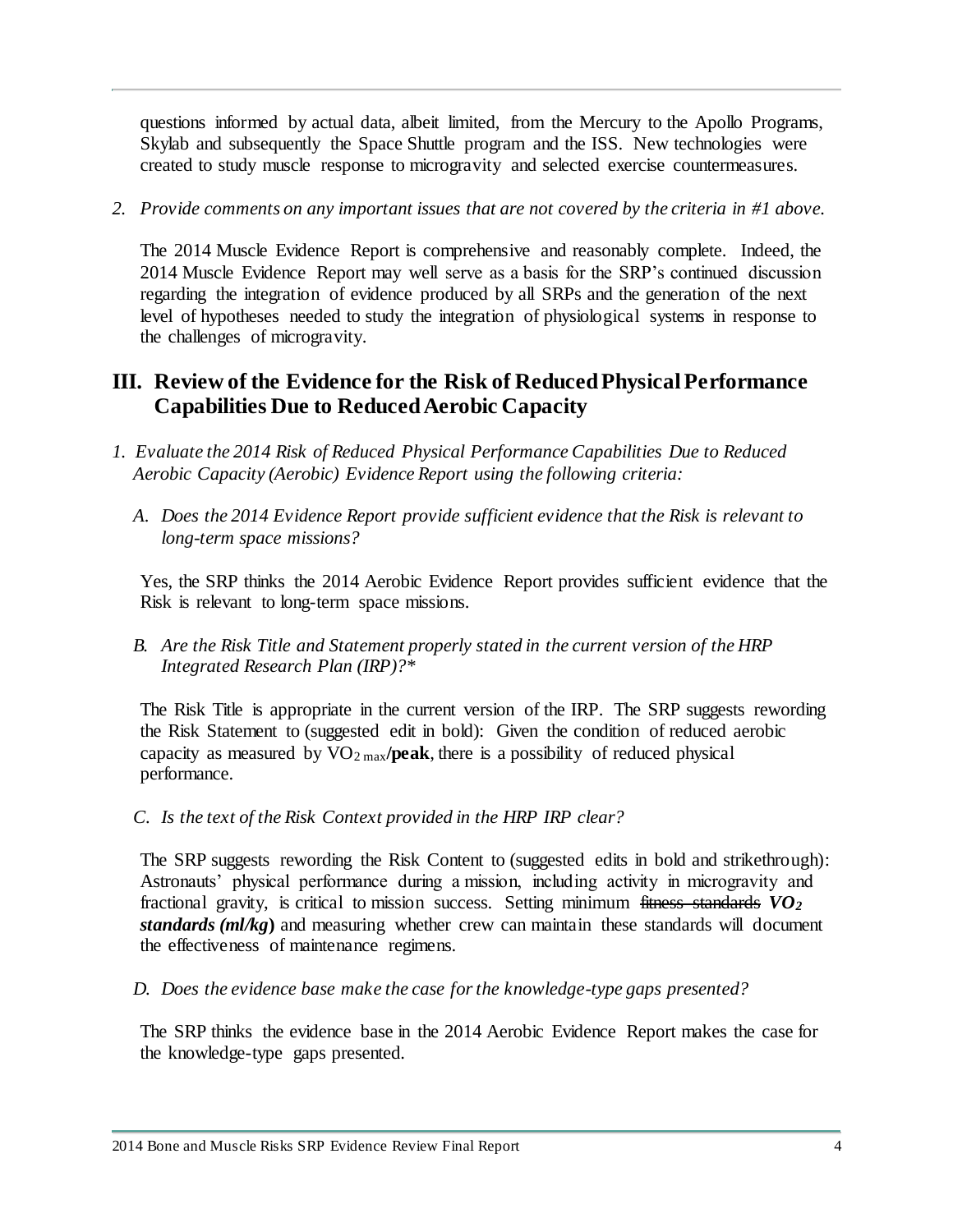questions informed by actual data, albeit limited, from the Mercury to the Apollo Programs, Skylab and subsequently the Space Shuttle program and the ISS. New technologies were created to study muscle response to microgravity and selected exercise countermeasures.

*2. Provide comments on any important issues that are not covered by the criteria in #1 above.*

The 2014 Muscle Evidence Report is comprehensive and reasonably complete. Indeed, the 2014 Muscle Evidence Report may well serve as a basis for the SRP's continued discussion regarding the integration of evidence produced by all SRPs and the generation of the next level of hypotheses needed to study the integration of physiological systems in response to the challenges of microgravity.

## III. Review of the Evidence for the Risk of Reduced Physical Performance Capabilities Due to Reduced Aerobic Capacity

*1. Evaluate the 2014 Risk of Reduced Physical Performance Capabilities Due to Reduced Aerobic Capacity (Aerobic) Evidence Report using the following criteria:*

*A. Does the 2014 Evidence Report provide sufficient evidence that the Risk is relevant to long-term space missions?*

Yes, the SRP thinks the 2014 Aerobic Evidence Report provides sufficient evidence that the Risk is relevant to long-term space missions.

*B. Are the Risk Title and Statement properly stated in the current version of the HRP Integrated Research Plan (IRP)?\**

The Risk Title is appropriate in the current version of the IRP. The SRP suggests rewording the Risk Statement to (suggested edit in bold): Given the condition of reduced aerobic capacity as measured by $VO_{2\,max}$**/peak**, there is a possibility of reduced physical performance.

*C. Is the text of the Risk Context provided in the HRP IRP clear?*

The SRP suggests rewording the Risk Content to (suggested edits in bold and strikethrough): Astronauts' physical performance during a mission, including activity in microgravity and fractional gravity, is critical to mission success. Setting minimum ~~fitness standards~~ ***$VO_2$ standards (ml/kg)*** and measuring whether crew can maintain these standards will document the effectiveness of maintenance regimens.

*D. Does the evidence base make the case for the knowledge-type gaps presented?*

The SRP thinks the evidence base in the 2014 Aerobic Evidence Report makes the case for the knowledge-type gaps presented.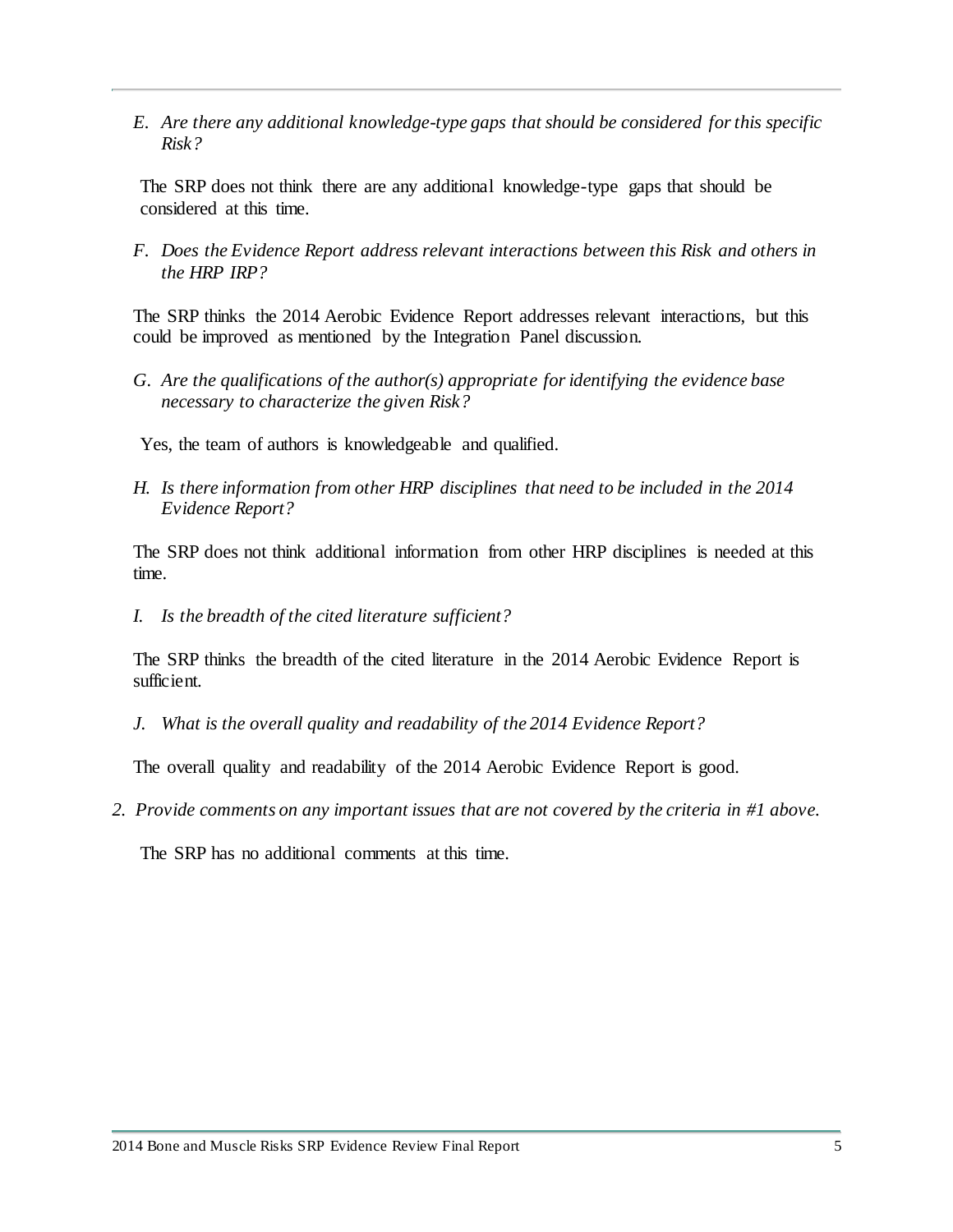*E. Are there any additional knowledge-type gaps that should be considered for this specific Risk?*

The SRP does not think there are any additional knowledge-type gaps that should be considered at this time.

*F. Does the Evidence Report address relevant interactions between this Risk and others in the HRP IRP?*

The SRP thinks the 2014 Aerobic Evidence Report addresses relevant interactions, but this could be improved as mentioned by the Integration Panel discussion.

*G. Are the qualifications of the author(s) appropriate for identifying the evidence base necessary to characterize the given Risk?*

Yes, the team of authors is knowledgeable and qualified.

*H. Is there information from other HRP disciplines that need to be included in the 2014 Evidence Report?*

The SRP does not think additional information from other HRP disciplines is needed at this time.

*I. Is the breadth of the cited literature sufficient?*

The SRP thinks the breadth of the cited literature in the 2014 Aerobic Evidence Report is sufficient.

*J. What is the overall quality and readability of the 2014 Evidence Report?*

The overall quality and readability of the 2014 Aerobic Evidence Report is good.

*2. Provide comments on any important issues that are not covered by the criteria in #1 above.*

The SRP has no additional comments at this time.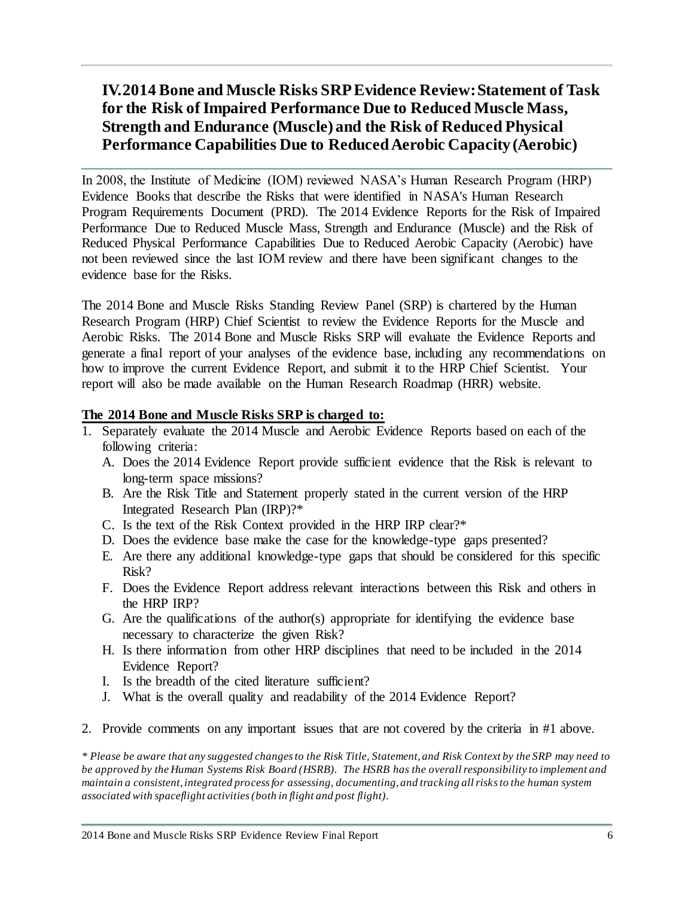## IV. 2014 Bone and Muscle Risks SRP Evidence Review: Statement of Task for the Risk of Impaired Performance Due to Reduced Muscle Mass, Strength and Endurance (Muscle) and the Risk of Reduced Physical Performance Capabilities Due to Reduced Aerobic Capacity (Aerobic)

In 2008, the Institute of Medicine (IOM) reviewed NASA's Human Research Program (HRP) Evidence Books that describe the Risks that were identified in NASA's Human Research Program Requirements Document (PRD). The 2014 Evidence Reports for the Risk of Impaired Performance Due to Reduced Muscle Mass, Strength and Endurance (Muscle) and the Risk of Reduced Physical Performance Capabilities Due to Reduced Aerobic Capacity (Aerobic) have not been reviewed since the last IOM review and there have been significant changes to the evidence base for the Risks.

The 2014 Bone and Muscle Risks Standing Review Panel (SRP) is chartered by the Human Research Program (HRP) Chief Scientist to review the Evidence Reports for the Muscle and Aerobic Risks. The 2014 Bone and Muscle Risks SRP will evaluate the Evidence Reports and generate a final report of your analyses of the evidence base, including any recommendations on how to improve the current Evidence Report, and submit it to the HRP Chief Scientist. Your report will also be made available on the Human Research Roadmap (HRR) website.

**The 2014 Bone and Muscle Risks SRP is charged to:**

1. Separately evaluate the 2014 Muscle and Aerobic Evidence Reports based on each of the following criteria:
   A. Does the 2014 Evidence Report provide sufficient evidence that the Risk is relevant to long-term space missions?
   B. Are the Risk Title and Statement properly stated in the current version of the HRP Integrated Research Plan (IRP)?*
   C. Is the text of the Risk Context provided in the HRP IRP clear?*
   D. Does the evidence base make the case for the knowledge-type gaps presented?
   E. Are there any additional knowledge-type gaps that should be considered for this specific Risk?
   F. Does the Evidence Report address relevant interactions between this Risk and others in the HRP IRP?
   G. Are the qualifications of the author(s) appropriate for identifying the evidence base necessary to characterize the given Risk?
   H. Is there information from other HRP disciplines that need to be included in the 2014 Evidence Report?
   I. Is the breadth of the cited literature sufficient?
   J. What is the overall quality and readability of the 2014 Evidence Report?

2. Provide comments on any important issues that are not covered by the criteria in #1 above.

*\* Please be aware that any suggested changes to the Risk Title, Statement, and Risk Context by the SRP may need to be approved by the Human Systems Risk Board (HSRB). The HSRB has the overall responsibility to implement and maintain a consistent, integrated process for assessing, documenting, and tracking all risks to the human system associated with spaceflight activities (both in flight and post flight).*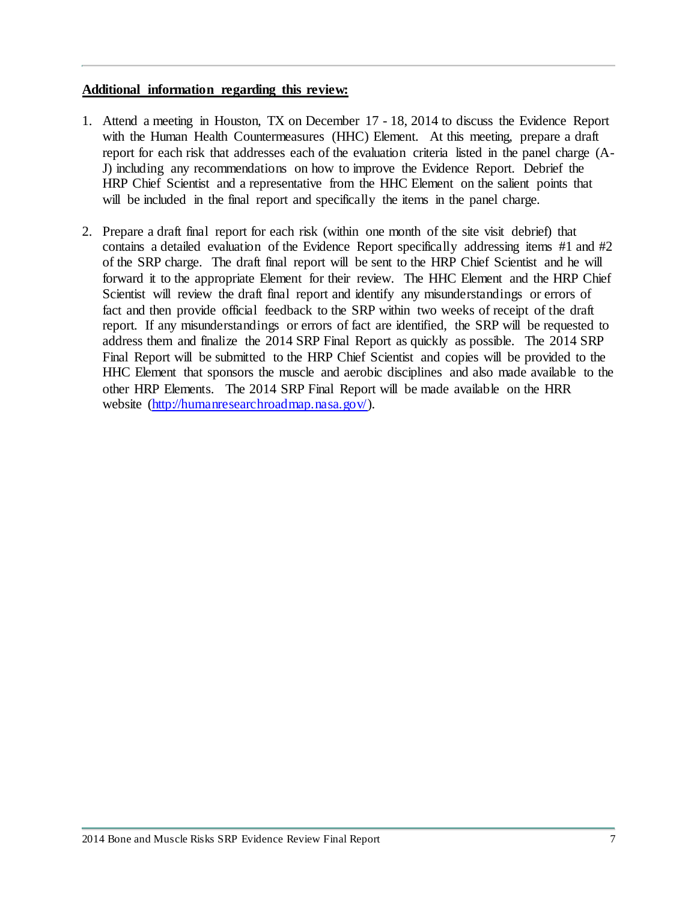**Additional information regarding this review:**

1. Attend a meeting in Houston, TX on December 17 - 18, 2014 to discuss the Evidence Report with the Human Health Countermeasures (HHC) Element. At this meeting, prepare a draft report for each risk that addresses each of the evaluation criteria listed in the panel charge (A-J) including any recommendations on how to improve the Evidence Report. Debrief the HRP Chief Scientist and a representative from the HHC Element on the salient points that will be included in the final report and specifically the items in the panel charge.

2. Prepare a draft final report for each risk (within one month of the site visit debrief) that contains a detailed evaluation of the Evidence Report specifically addressing items #1 and #2 of the SRP charge. The draft final report will be sent to the HRP Chief Scientist and he will forward it to the appropriate Element for their review. The HHC Element and the HRP Chief Scientist will review the draft final report and identify any misunderstandings or errors of fact and then provide official feedback to the SRP within two weeks of receipt of the draft report. If any misunderstandings or errors of fact are identified, the SRP will be requested to address them and finalize the 2014 SRP Final Report as quickly as possible. The 2014 SRP Final Report will be submitted to the HRP Chief Scientist and copies will be provided to the HHC Element that sponsors the muscle and aerobic disciplines and also made available to the other HRP Elements. The 2014 SRP Final Report will be made available on the HRR website (http://humanresearchroadmap.nasa.gov/).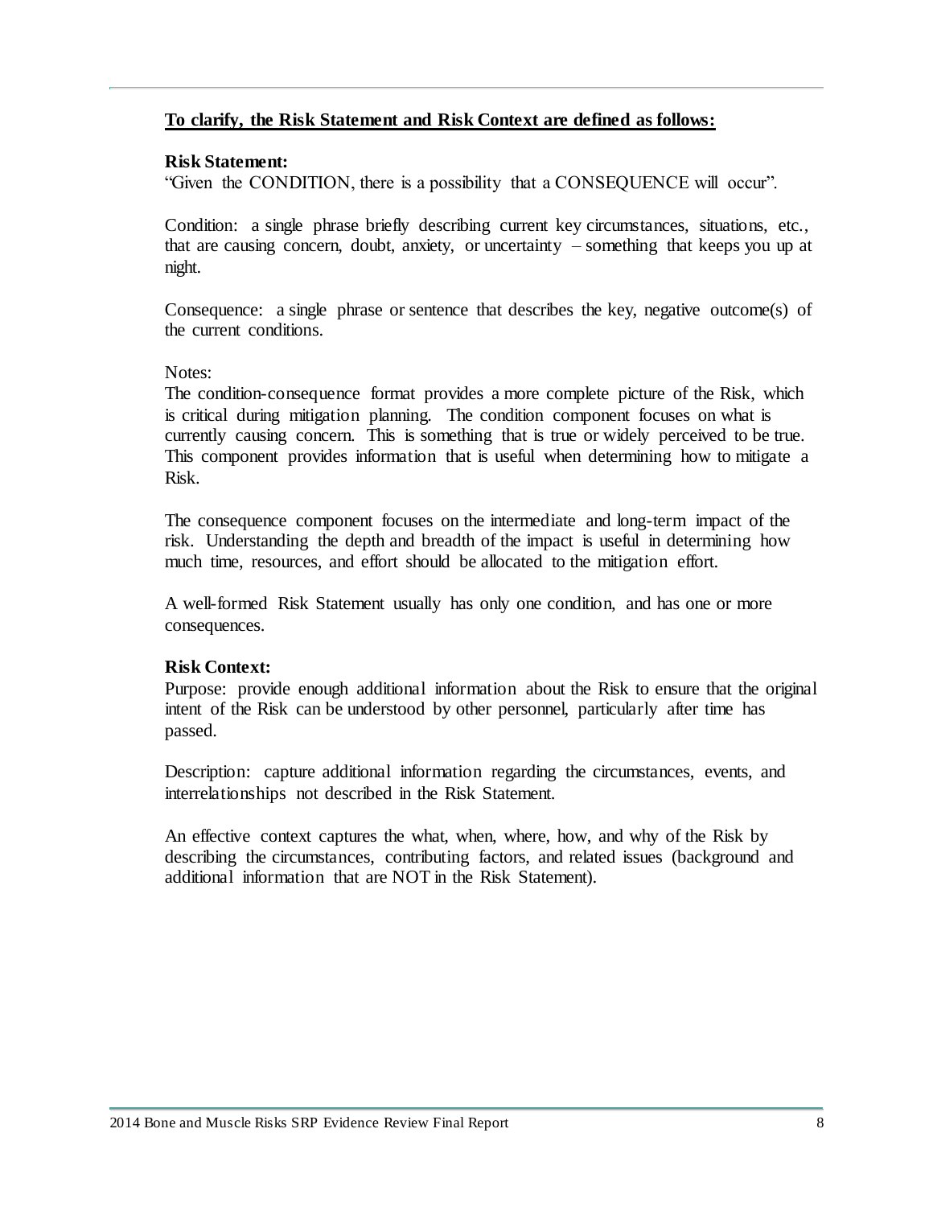**To clarify, the Risk Statement and Risk Context are defined as follows:**

**Risk Statement:**

"Given the CONDITION, there is a possibility that a CONSEQUENCE will occur".

Condition: a single phrase briefly describing current key circumstances, situations, etc., that are causing concern, doubt, anxiety, or uncertainty – something that keeps you up at night.

Consequence: a single phrase or sentence that describes the key, negative outcome(s) of the current conditions.

Notes:

The condition-consequence format provides a more complete picture of the Risk, which is critical during mitigation planning. The condition component focuses on what is currently causing concern. This is something that is true or widely perceived to be true. This component provides information that is useful when determining how to mitigate a Risk.

The consequence component focuses on the intermediate and long-term impact of the risk. Understanding the depth and breadth of the impact is useful in determining how much time, resources, and effort should be allocated to the mitigation effort.

A well-formed Risk Statement usually has only one condition, and has one or more consequences.

**Risk Context:**

Purpose: provide enough additional information about the Risk to ensure that the original intent of the Risk can be understood by other personnel, particularly after time has passed.

Description: capture additional information regarding the circumstances, events, and interrelationships not described in the Risk Statement.

An effective context captures the what, when, where, how, and why of the Risk by describing the circumstances, contributing factors, and related issues (background and additional information that are NOT in the Risk Statement).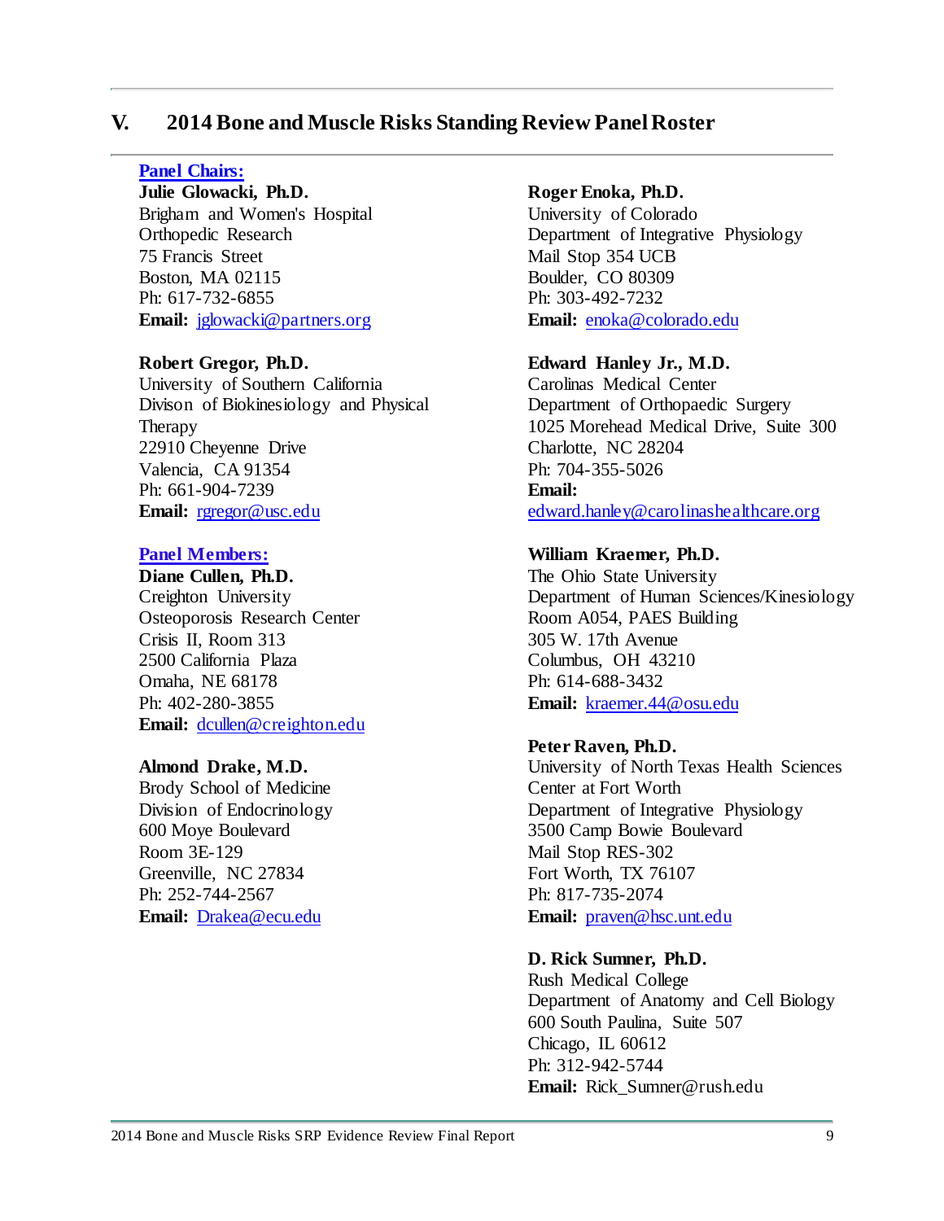## V. 2014 Bone and Muscle Risks Standing Review Panel Roster

**Panel Chairs:**

**Julie Glowacki, Ph.D.**
Brigham and Women's Hospital
Orthopedic Research
75 Francis Street
Boston, MA 02115
Ph: 617-732-6855
**Email:** jglowacki@partners.org

**Robert Gregor, Ph.D.**
University of Southern California
Divison of Biokinesiology and Physical Therapy
22910 Cheyenne Drive
Valencia, CA 91354
Ph: 661-904-7239
**Email:** rgregor@usc.edu

**Panel Members:**

**Diane Cullen, Ph.D.**
Creighton University
Osteoporosis Research Center
Crisis II, Room 313
2500 California Plaza
Omaha, NE 68178
Ph: 402-280-3855
**Email:** dcullen@creighton.edu

**Almond Drake, M.D.**
Brody School of Medicine
Division of Endocrinology
600 Moye Boulevard
Room 3E-129
Greenville, NC 27834
Ph: 252-744-2567
**Email:** Drakea@ecu.edu

**Roger Enoka, Ph.D.**
University of Colorado
Department of Integrative Physiology
Mail Stop 354 UCB
Boulder, CO 80309
Ph: 303-492-7232
**Email:** enoka@colorado.edu

**Edward Hanley Jr., M.D.**
Carolinas Medical Center
Department of Orthopaedic Surgery
1025 Morehead Medical Drive, Suite 300
Charlotte, NC 28204
Ph: 704-355-5026
**Email:**
edward.hanley@carolinashealthcare.org

**William Kraemer, Ph.D.**
The Ohio State University
Department of Human Sciences/Kinesiology
Room A054, PAES Building
305 W. 17th Avenue
Columbus, OH 43210
Ph: 614-688-3432
**Email:** kraemer.44@osu.edu

**Peter Raven, Ph.D.**
University of North Texas Health Sciences Center at Fort Worth
Department of Integrative Physiology
3500 Camp Bowie Boulevard
Mail Stop RES-302
Fort Worth, TX 76107
Ph: 817-735-2074
**Email:** praven@hsc.unt.edu

**D. Rick Sumner, Ph.D.**
Rush Medical College
Department of Anatomy and Cell Biology
600 South Paulina, Suite 507
Chicago, IL 60612
Ph: 312-942-5744
**Email:** Rick_Sumner@rush.edu